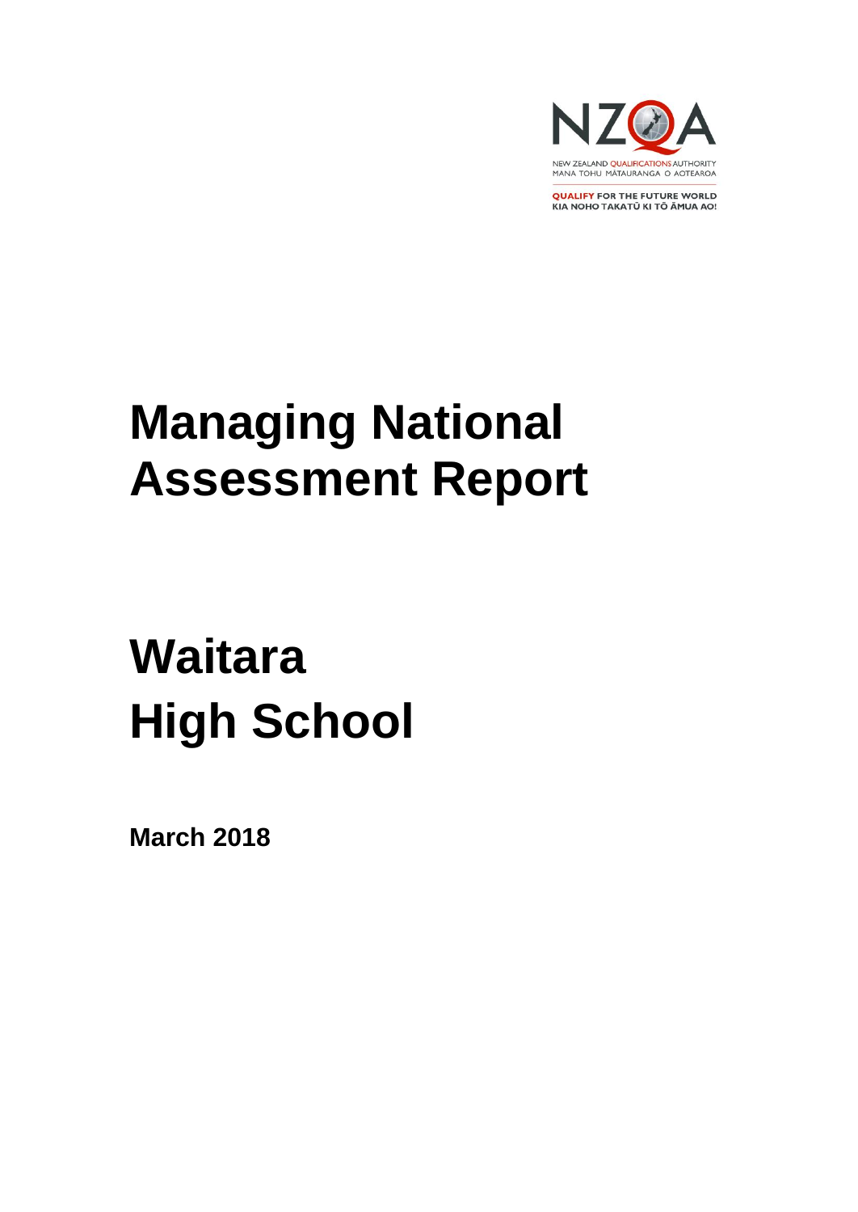NZQA

NEW ZEALAND QUALIFICATIONS AUTHORITY
MANA TOHU MĀTAURANGA O AOTEAROA

QUALIFY FOR THE FUTURE WORLD
KIA NOHO TAKATŪ KI TŌ ĀMUA AO!

# Managing National Assessment Report

# Waitara High School

**March 2018**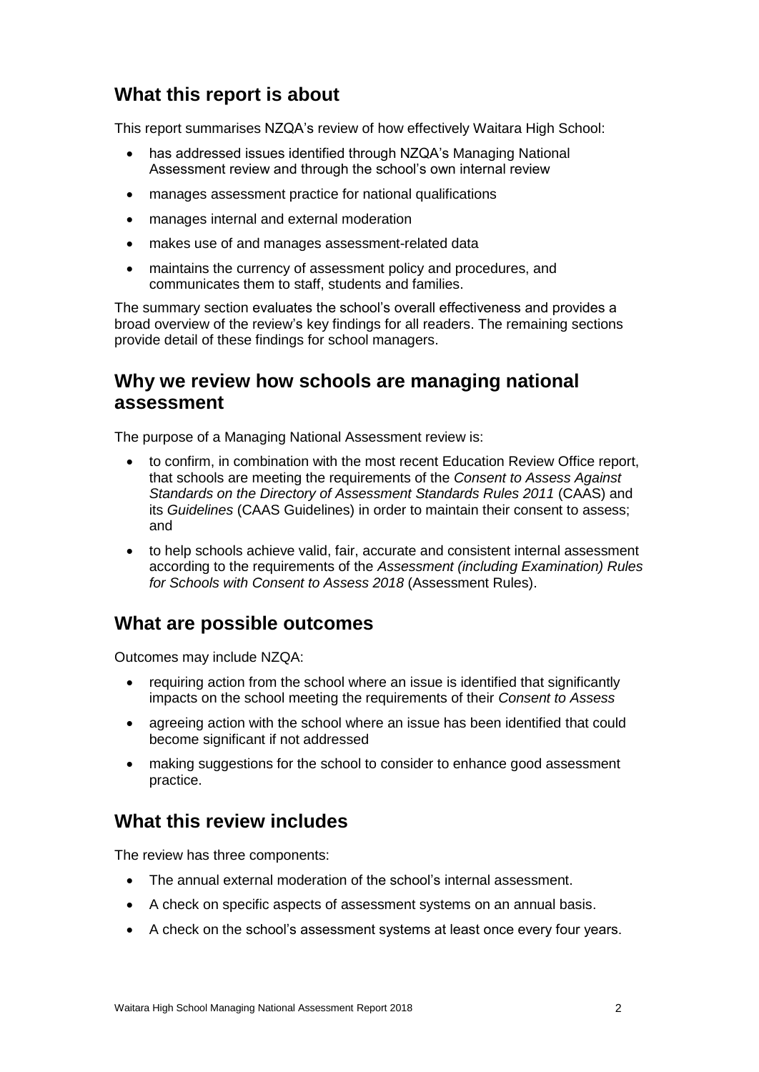## What this report is about

This report summarises NZQA's review of how effectively Waitara High School:

- has addressed issues identified through NZQA's Managing National Assessment review and through the school's own internal review
- manages assessment practice for national qualifications
- manages internal and external moderation
- makes use of and manages assessment-related data
- maintains the currency of assessment policy and procedures, and communicates them to staff, students and families.

The summary section evaluates the school's overall effectiveness and provides a broad overview of the review's key findings for all readers. The remaining sections provide detail of these findings for school managers.

## Why we review how schools are managing national assessment

The purpose of a Managing National Assessment review is:

- to confirm, in combination with the most recent Education Review Office report, that schools are meeting the requirements of the *Consent to Assess Against Standards on the Directory of Assessment Standards Rules 2011* (CAAS) and its *Guidelines* (CAAS Guidelines) in order to maintain their consent to assess; and
- to help schools achieve valid, fair, accurate and consistent internal assessment according to the requirements of the *Assessment (including Examination) Rules for Schools with Consent to Assess 2018* (Assessment Rules).

## What are possible outcomes

Outcomes may include NZQA:

- requiring action from the school where an issue is identified that significantly impacts on the school meeting the requirements of their *Consent to Assess*
- agreeing action with the school where an issue has been identified that could become significant if not addressed
- making suggestions for the school to consider to enhance good assessment practice.

## What this review includes

The review has three components:

- The annual external moderation of the school's internal assessment.
- A check on specific aspects of assessment systems on an annual basis.
- A check on the school's assessment systems at least once every four years.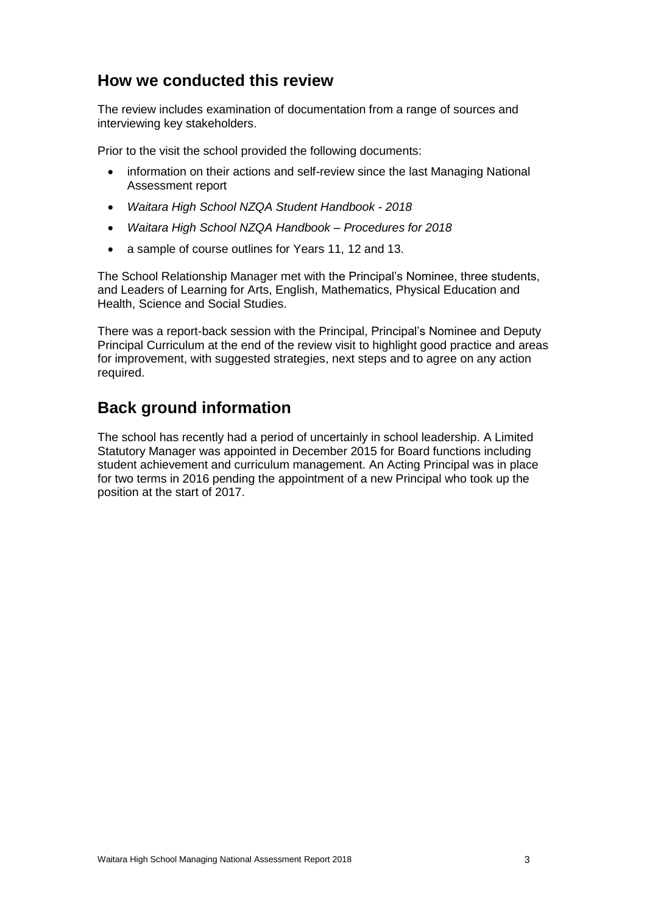## How we conducted this review

The review includes examination of documentation from a range of sources and interviewing key stakeholders.

Prior to the visit the school provided the following documents:

- information on their actions and self-review since the last Managing National Assessment report
- *Waitara High School NZQA Student Handbook - 2018*
- *Waitara High School NZQA Handbook – Procedures for 2018*
- a sample of course outlines for Years 11, 12 and 13.

The School Relationship Manager met with the Principal's Nominee, three students, and Leaders of Learning for Arts, English, Mathematics, Physical Education and Health, Science and Social Studies.

There was a report-back session with the Principal, Principal's Nominee and Deputy Principal Curriculum at the end of the review visit to highlight good practice and areas for improvement, with suggested strategies, next steps and to agree on any action required.

## Back ground information

The school has recently had a period of uncertainly in school leadership. A Limited Statutory Manager was appointed in December 2015 for Board functions including student achievement and curriculum management. An Acting Principal was in place for two terms in 2016 pending the appointment of a new Principal who took up the position at the start of 2017.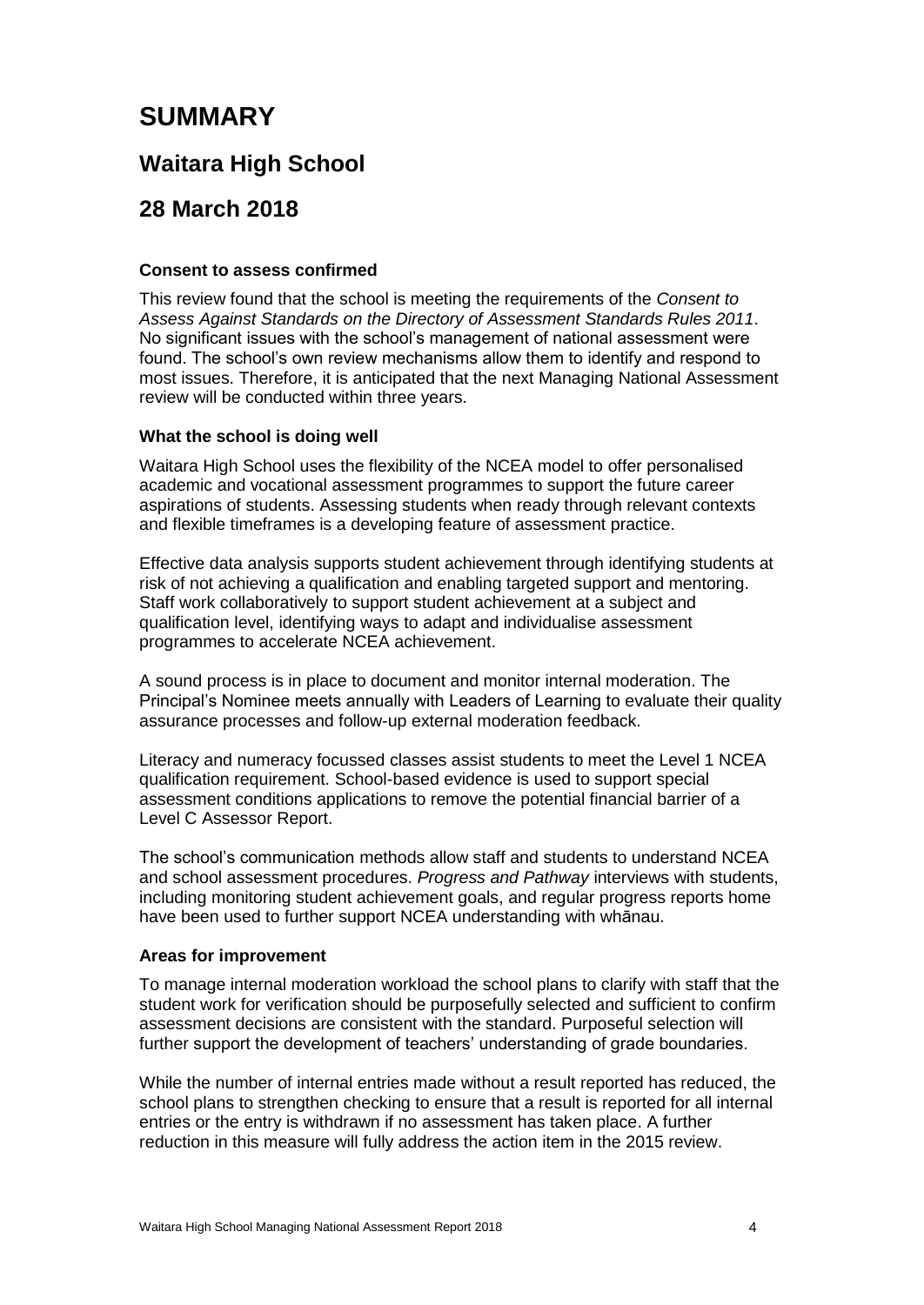# SUMMARY

## Waitara High School

## 28 March 2018

**Consent to assess confirmed**

This review found that the school is meeting the requirements of the *Consent to Assess Against Standards on the Directory of Assessment Standards Rules 2011*. No significant issues with the school's management of national assessment were found. The school's own review mechanisms allow them to identify and respond to most issues. Therefore, it is anticipated that the next Managing National Assessment review will be conducted within three years.

**What the school is doing well**

Waitara High School uses the flexibility of the NCEA model to offer personalised academic and vocational assessment programmes to support the future career aspirations of students. Assessing students when ready through relevant contexts and flexible timeframes is a developing feature of assessment practice.

Effective data analysis supports student achievement through identifying students at risk of not achieving a qualification and enabling targeted support and mentoring. Staff work collaboratively to support student achievement at a subject and qualification level, identifying ways to adapt and individualise assessment programmes to accelerate NCEA achievement.

A sound process is in place to document and monitor internal moderation. The Principal's Nominee meets annually with Leaders of Learning to evaluate their quality assurance processes and follow-up external moderation feedback.

Literacy and numeracy focussed classes assist students to meet the Level 1 NCEA qualification requirement. School-based evidence is used to support special assessment conditions applications to remove the potential financial barrier of a Level C Assessor Report.

The school's communication methods allow staff and students to understand NCEA and school assessment procedures. *Progress and Pathway* interviews with students, including monitoring student achievement goals, and regular progress reports home have been used to further support NCEA understanding with whānau.

**Areas for improvement**

To manage internal moderation workload the school plans to clarify with staff that the student work for verification should be purposefully selected and sufficient to confirm assessment decisions are consistent with the standard. Purposeful selection will further support the development of teachers' understanding of grade boundaries.

While the number of internal entries made without a result reported has reduced, the school plans to strengthen checking to ensure that a result is reported for all internal entries or the entry is withdrawn if no assessment has taken place. A further reduction in this measure will fully address the action item in the 2015 review.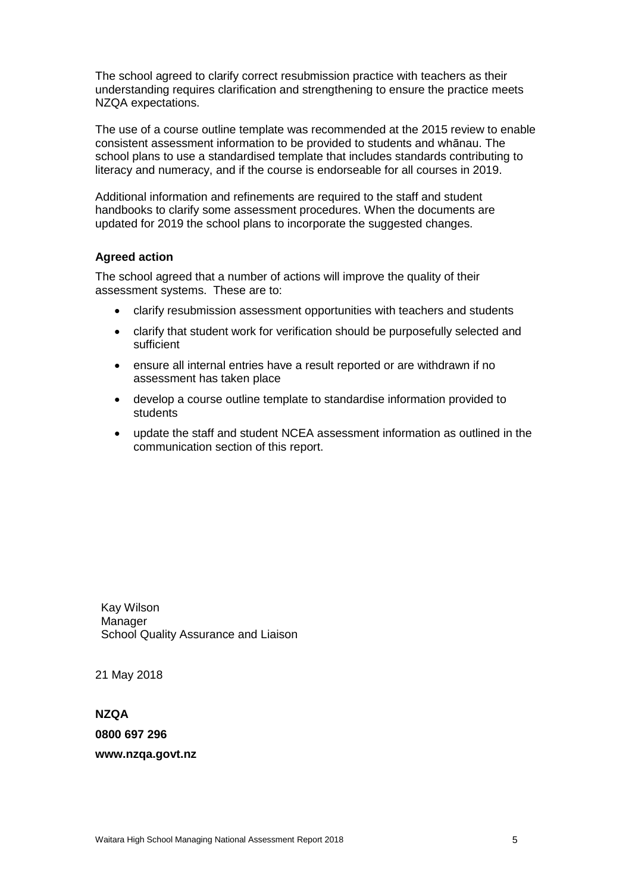The school agreed to clarify correct resubmission practice with teachers as their understanding requires clarification and strengthening to ensure the practice meets NZQA expectations.

The use of a course outline template was recommended at the 2015 review to enable consistent assessment information to be provided to students and whānau. The school plans to use a standardised template that includes standards contributing to literacy and numeracy, and if the course is endorseable for all courses in 2019.

Additional information and refinements are required to the staff and student handbooks to clarify some assessment procedures. When the documents are updated for 2019 the school plans to incorporate the suggested changes.

**Agreed action**

The school agreed that a number of actions will improve the quality of their assessment systems. These are to:

- clarify resubmission assessment opportunities with teachers and students
- clarify that student work for verification should be purposefully selected and sufficient
- ensure all internal entries have a result reported or are withdrawn if no assessment has taken place
- develop a course outline template to standardise information provided to students
- update the staff and student NCEA assessment information as outlined in the communication section of this report.

Kay Wilson
Manager
School Quality Assurance and Liaison

21 May 2018

**NZQA**

**0800 697 296**

**www.nzqa.govt.nz**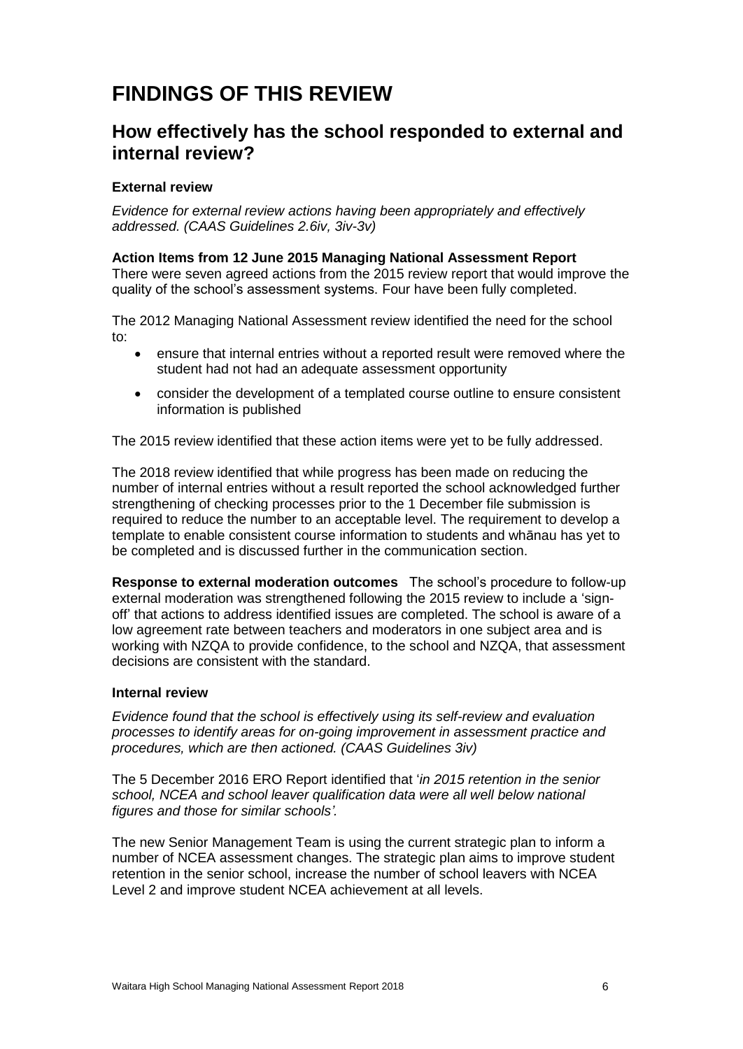# FINDINGS OF THIS REVIEW

## How effectively has the school responded to external and internal review?

### External review

*Evidence for external review actions having been appropriately and effectively addressed. (CAAS Guidelines 2.6iv, 3iv-3v)*

**Action Items from 12 June 2015 Managing National Assessment Report**
There were seven agreed actions from the 2015 review report that would improve the quality of the school's assessment systems. Four have been fully completed.

The 2012 Managing National Assessment review identified the need for the school to:

- ensure that internal entries without a reported result were removed where the student had not had an adequate assessment opportunity
- consider the development of a templated course outline to ensure consistent information is published

The 2015 review identified that these action items were yet to be fully addressed.

The 2018 review identified that while progress has been made on reducing the number of internal entries without a result reported the school acknowledged further strengthening of checking processes prior to the 1 December file submission is required to reduce the number to an acceptable level. The requirement to develop a template to enable consistent course information to students and whānau has yet to be completed and is discussed further in the communication section.

**Response to external moderation outcomes** The school's procedure to follow-up external moderation was strengthened following the 2015 review to include a 'sign-off' that actions to address identified issues are completed. The school is aware of a low agreement rate between teachers and moderators in one subject area and is working with NZQA to provide confidence, to the school and NZQA, that assessment decisions are consistent with the standard.

### Internal review

*Evidence found that the school is effectively using its self-review and evaluation processes to identify areas for on-going improvement in assessment practice and procedures, which are then actioned. (CAAS Guidelines 3iv)*

The 5 December 2016 ERO Report identified that '*in 2015 retention in the senior school, NCEA and school leaver qualification data were all well below national figures and those for similar schools'*.

The new Senior Management Team is using the current strategic plan to inform a number of NCEA assessment changes. The strategic plan aims to improve student retention in the senior school, increase the number of school leavers with NCEA Level 2 and improve student NCEA achievement at all levels.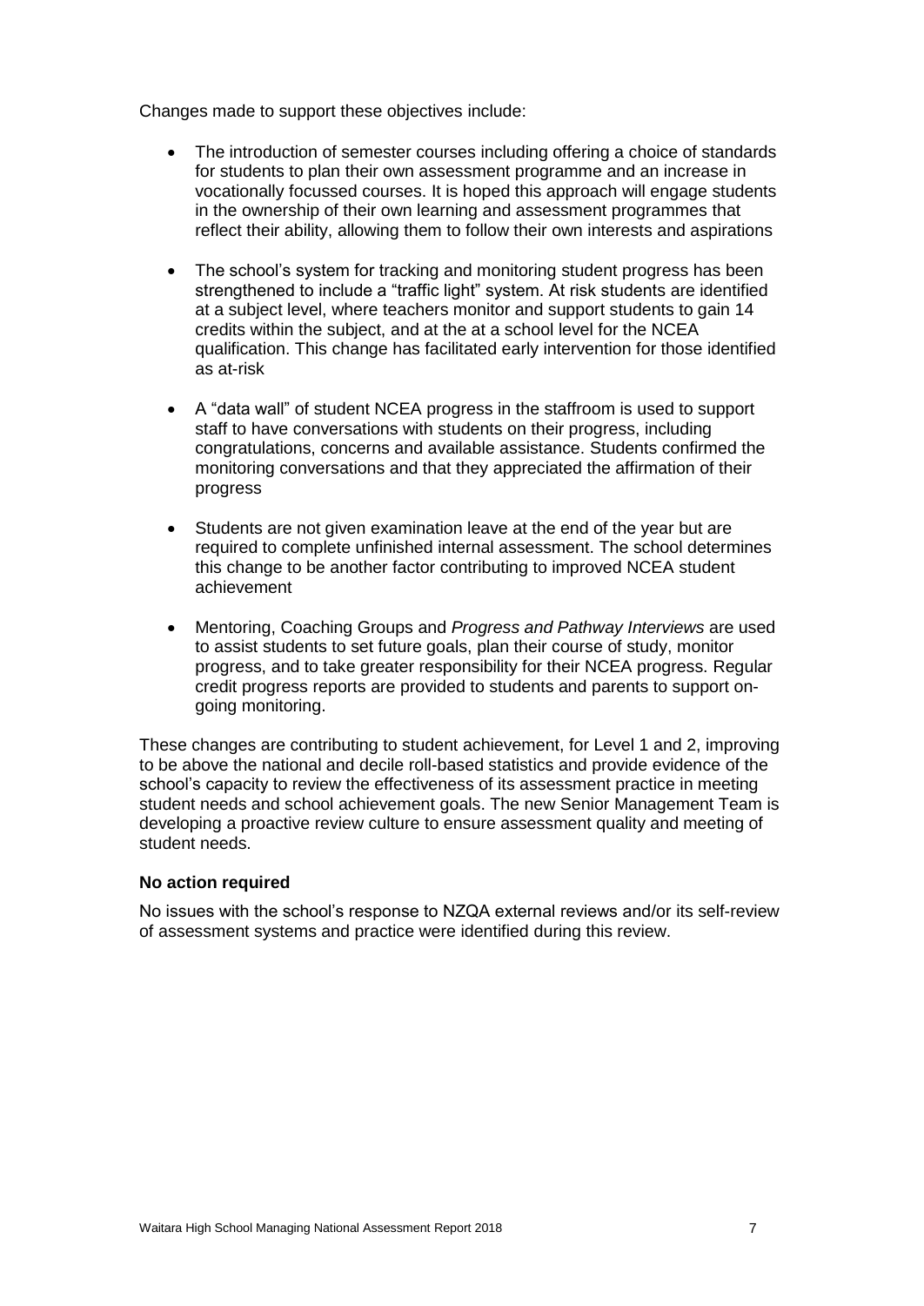Changes made to support these objectives include:

- The introduction of semester courses including offering a choice of standards for students to plan their own assessment programme and an increase in vocationally focussed courses. It is hoped this approach will engage students in the ownership of their own learning and assessment programmes that reflect their ability, allowing them to follow their own interests and aspirations
- The school's system for tracking and monitoring student progress has been strengthened to include a "traffic light" system. At risk students are identified at a subject level, where teachers monitor and support students to gain 14 credits within the subject, and at the at a school level for the NCEA qualification. This change has facilitated early intervention for those identified as at-risk
- A "data wall" of student NCEA progress in the staffroom is used to support staff to have conversations with students on their progress, including congratulations, concerns and available assistance. Students confirmed the monitoring conversations and that they appreciated the affirmation of their progress
- Students are not given examination leave at the end of the year but are required to complete unfinished internal assessment. The school determines this change to be another factor contributing to improved NCEA student achievement
- Mentoring, Coaching Groups and *Progress and Pathway Interviews* are used to assist students to set future goals, plan their course of study, monitor progress, and to take greater responsibility for their NCEA progress. Regular credit progress reports are provided to students and parents to support on-going monitoring.

These changes are contributing to student achievement, for Level 1 and 2, improving to be above the national and decile roll-based statistics and provide evidence of the school's capacity to review the effectiveness of its assessment practice in meeting student needs and school achievement goals. The new Senior Management Team is developing a proactive review culture to ensure assessment quality and meeting of student needs.

**No action required**

No issues with the school's response to NZQA external reviews and/or its self-review of assessment systems and practice were identified during this review.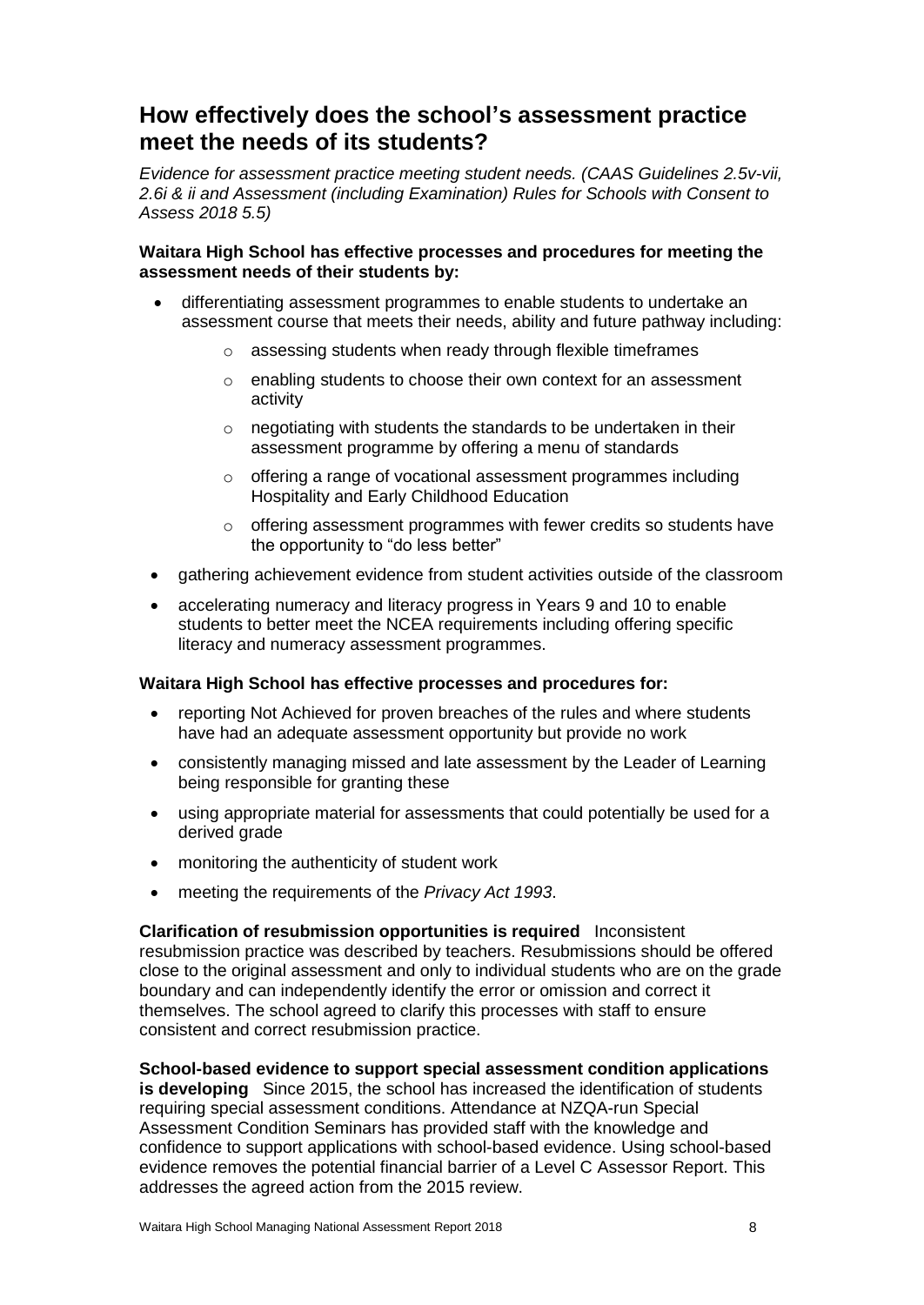## How effectively does the school's assessment practice meet the needs of its students?

*Evidence for assessment practice meeting student needs. (CAAS Guidelines 2.5v-vii, 2.6i & ii and Assessment (including Examination) Rules for Schools with Consent to Assess 2018 5.5)*

**Waitara High School has effective processes and procedures for meeting the assessment needs of their students by:**

- differentiating assessment programmes to enable students to undertake an assessment course that meets their needs, ability and future pathway including:
  - assessing students when ready through flexible timeframes
  - enabling students to choose their own context for an assessment activity
  - negotiating with students the standards to be undertaken in their assessment programme by offering a menu of standards
  - offering a range of vocational assessment programmes including Hospitality and Early Childhood Education
  - offering assessment programmes with fewer credits so students have the opportunity to "do less better"
- gathering achievement evidence from student activities outside of the classroom
- accelerating numeracy and literacy progress in Years 9 and 10 to enable students to better meet the NCEA requirements including offering specific literacy and numeracy assessment programmes.

**Waitara High School has effective processes and procedures for:**

- reporting Not Achieved for proven breaches of the rules and where students have had an adequate assessment opportunity but provide no work
- consistently managing missed and late assessment by the Leader of Learning being responsible for granting these
- using appropriate material for assessments that could potentially be used for a derived grade
- monitoring the authenticity of student work
- meeting the requirements of the *Privacy Act 1993*.

**Clarification of resubmission opportunities is required** Inconsistent resubmission practice was described by teachers. Resubmissions should be offered close to the original assessment and only to individual students who are on the grade boundary and can independently identify the error or omission and correct it themselves. The school agreed to clarify this processes with staff to ensure consistent and correct resubmission practice.

**School-based evidence to support special assessment condition applications is developing** Since 2015, the school has increased the identification of students requiring special assessment conditions. Attendance at NZQA-run Special Assessment Condition Seminars has provided staff with the knowledge and confidence to support applications with school-based evidence. Using school-based evidence removes the potential financial barrier of a Level C Assessor Report. This addresses the agreed action from the 2015 review.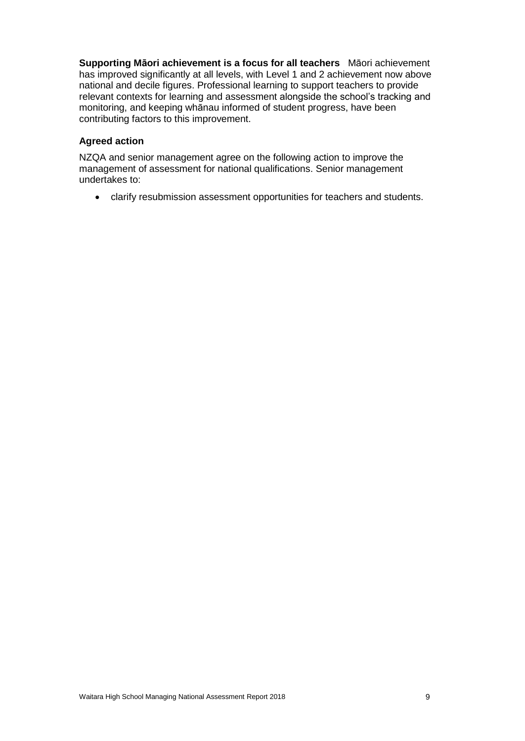**Supporting Māori achievement is a focus for all teachers** Māori achievement has improved significantly at all levels, with Level 1 and 2 achievement now above national and decile figures. Professional learning to support teachers to provide relevant contexts for learning and assessment alongside the school's tracking and monitoring, and keeping whānau informed of student progress, have been contributing factors to this improvement.

### Agreed action

NZQA and senior management agree on the following action to improve the management of assessment for national qualifications. Senior management undertakes to:

- clarify resubmission assessment opportunities for teachers and students.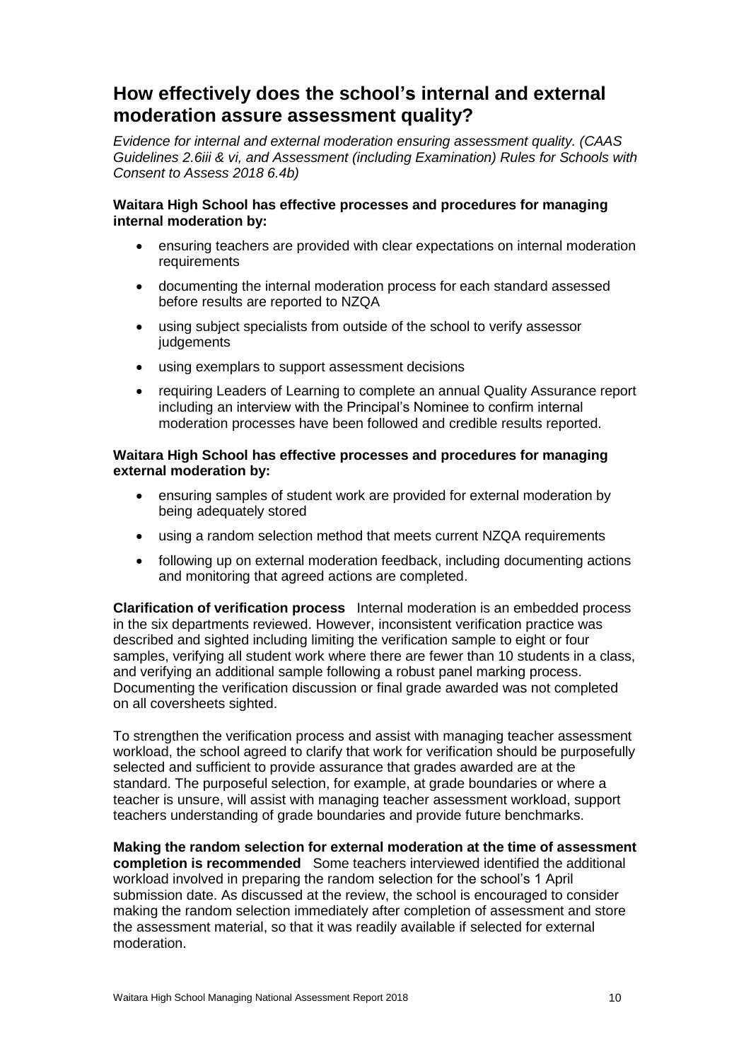## How effectively does the school's internal and external moderation assure assessment quality?

*Evidence for internal and external moderation ensuring assessment quality. (CAAS Guidelines 2.6iii & vi, and Assessment (including Examination) Rules for Schools with Consent to Assess 2018 6.4b)*

**Waitara High School has effective processes and procedures for managing internal moderation by:**

- ensuring teachers are provided with clear expectations on internal moderation requirements
- documenting the internal moderation process for each standard assessed before results are reported to NZQA
- using subject specialists from outside of the school to verify assessor judgements
- using exemplars to support assessment decisions
- requiring Leaders of Learning to complete an annual Quality Assurance report including an interview with the Principal's Nominee to confirm internal moderation processes have been followed and credible results reported.

**Waitara High School has effective processes and procedures for managing external moderation by:**

- ensuring samples of student work are provided for external moderation by being adequately stored
- using a random selection method that meets current NZQA requirements
- following up on external moderation feedback, including documenting actions and monitoring that agreed actions are completed.

**Clarification of verification process** Internal moderation is an embedded process in the six departments reviewed. However, inconsistent verification practice was described and sighted including limiting the verification sample to eight or four samples, verifying all student work where there are fewer than 10 students in a class, and verifying an additional sample following a robust panel marking process. Documenting the verification discussion or final grade awarded was not completed on all coversheets sighted.

To strengthen the verification process and assist with managing teacher assessment workload, the school agreed to clarify that work for verification should be purposefully selected and sufficient to provide assurance that grades awarded are at the standard. The purposeful selection, for example, at grade boundaries or where a teacher is unsure, will assist with managing teacher assessment workload, support teachers understanding of grade boundaries and provide future benchmarks.

**Making the random selection for external moderation at the time of assessment completion is recommended** Some teachers interviewed identified the additional workload involved in preparing the random selection for the school's 1 April submission date. As discussed at the review, the school is encouraged to consider making the random selection immediately after completion of assessment and store the assessment material, so that it was readily available if selected for external moderation.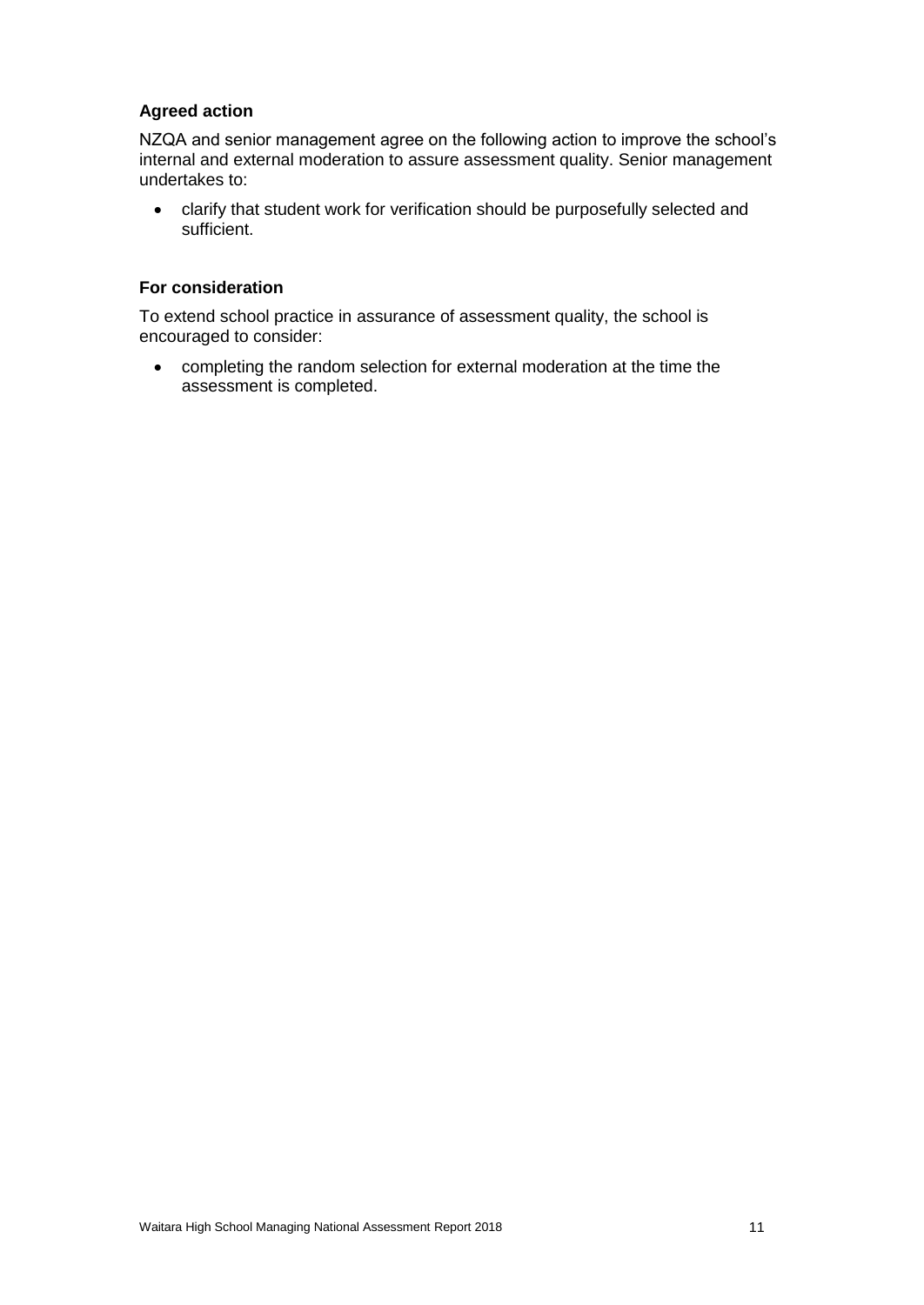**Agreed action**

NZQA and senior management agree on the following action to improve the school's internal and external moderation to assure assessment quality. Senior management undertakes to:

- clarify that student work for verification should be purposefully selected and sufficient.

**For consideration**

To extend school practice in assurance of assessment quality, the school is encouraged to consider:

- completing the random selection for external moderation at the time the assessment is completed.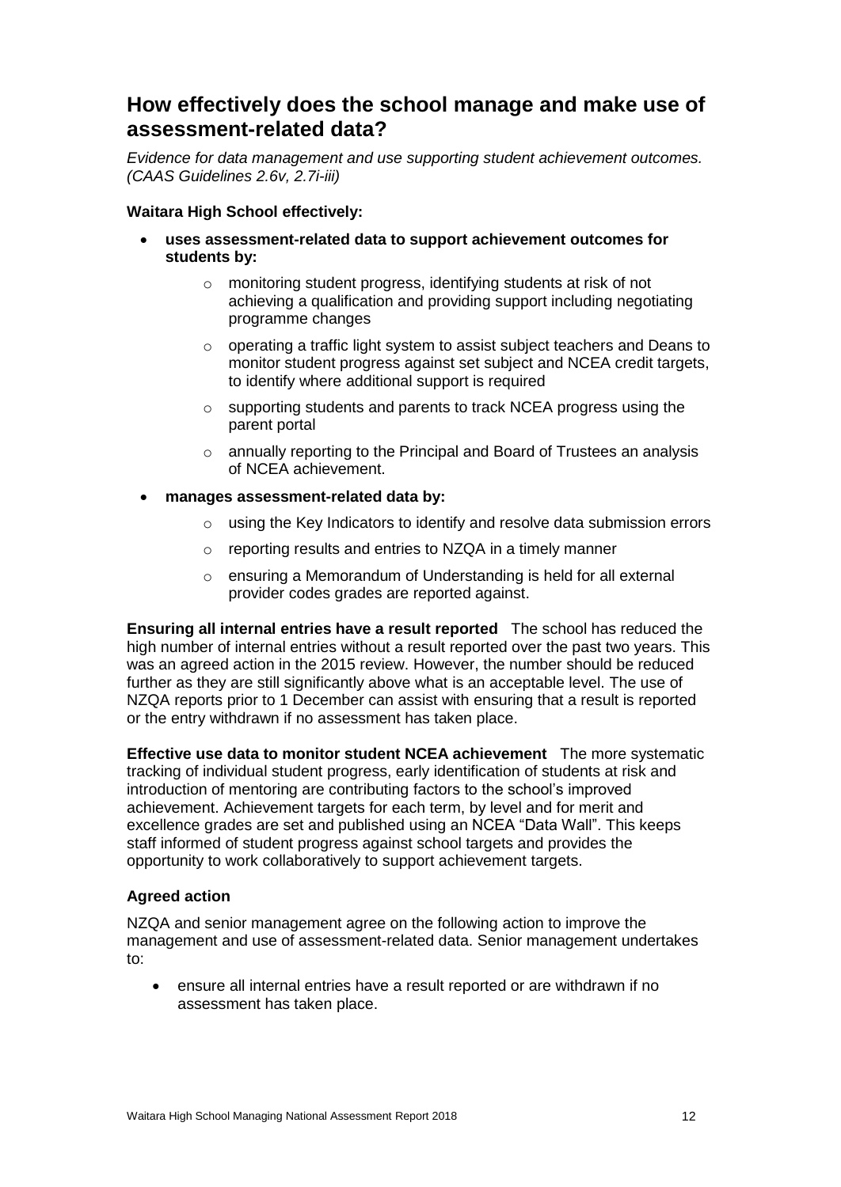## How effectively does the school manage and make use of assessment-related data?

*Evidence for data management and use supporting student achievement outcomes. (CAAS Guidelines 2.6v, 2.7i-iii)*

**Waitara High School effectively:**

- **uses assessment-related data to support achievement outcomes for students by:**
    - monitoring student progress, identifying students at risk of not achieving a qualification and providing support including negotiating programme changes
    - operating a traffic light system to assist subject teachers and Deans to monitor student progress against set subject and NCEA credit targets, to identify where additional support is required
    - supporting students and parents to track NCEA progress using the parent portal
    - annually reporting to the Principal and Board of Trustees an analysis of NCEA achievement.
- **manages assessment-related data by:**
    - using the Key Indicators to identify and resolve data submission errors
    - reporting results and entries to NZQA in a timely manner
    - ensuring a Memorandum of Understanding is held for all external provider codes grades are reported against.

**Ensuring all internal entries have a result reported** The school has reduced the high number of internal entries without a result reported over the past two years. This was an agreed action in the 2015 review. However, the number should be reduced further as they are still significantly above what is an acceptable level. The use of NZQA reports prior to 1 December can assist with ensuring that a result is reported or the entry withdrawn if no assessment has taken place.

**Effective use data to monitor student NCEA achievement** The more systematic tracking of individual student progress, early identification of students at risk and introduction of mentoring are contributing factors to the school's improved achievement. Achievement targets for each term, by level and for merit and excellence grades are set and published using an NCEA "Data Wall". This keeps staff informed of student progress against school targets and provides the opportunity to work collaboratively to support achievement targets.

### Agreed action

NZQA and senior management agree on the following action to improve the management and use of assessment-related data. Senior management undertakes to:

- ensure all internal entries have a result reported or are withdrawn if no assessment has taken place.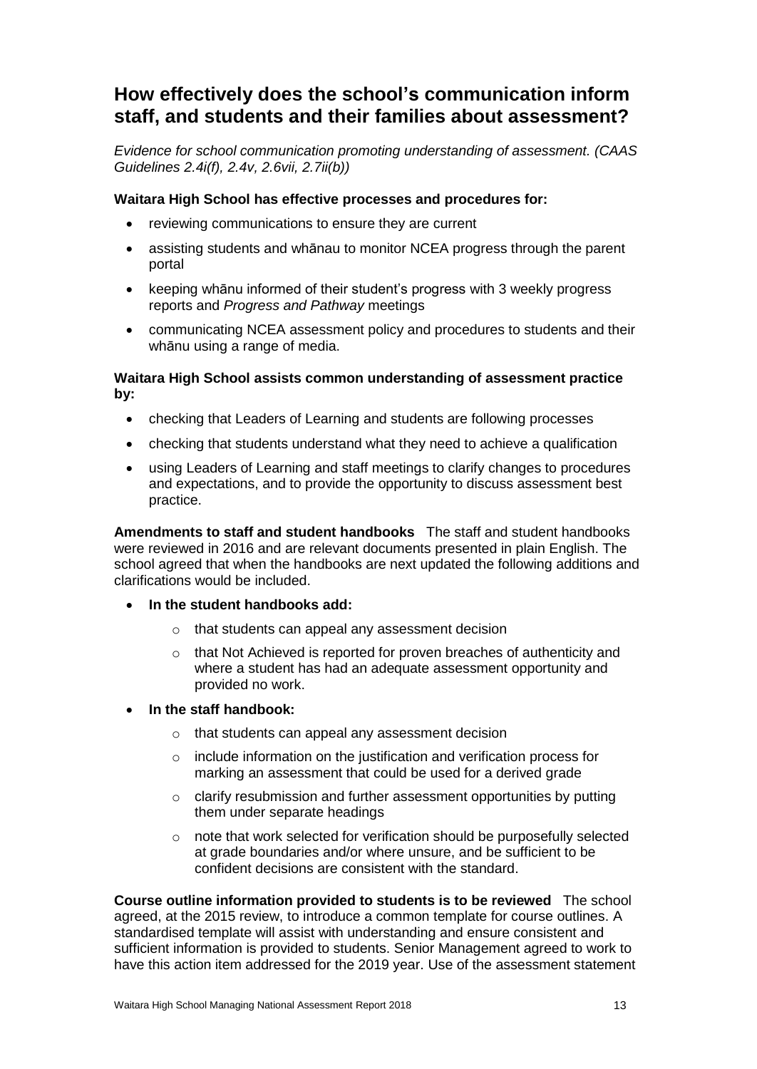## How effectively does the school's communication inform staff, and students and their families about assessment?

*Evidence for school communication promoting understanding of assessment. (CAAS Guidelines 2.4i(f), 2.4v, 2.6vii, 2.7ii(b))*

**Waitara High School has effective processes and procedures for:**

- reviewing communications to ensure they are current
- assisting students and whānau to monitor NCEA progress through the parent portal
- keeping whānu informed of their student's progress with 3 weekly progress reports and *Progress and Pathway* meetings
- communicating NCEA assessment policy and procedures to students and their whānu using a range of media.

**Waitara High School assists common understanding of assessment practice by:**

- checking that Leaders of Learning and students are following processes
- checking that students understand what they need to achieve a qualification
- using Leaders of Learning and staff meetings to clarify changes to procedures and expectations, and to provide the opportunity to discuss assessment best practice.

**Amendments to staff and student handbooks** The staff and student handbooks were reviewed in 2016 and are relevant documents presented in plain English. The school agreed that when the handbooks are next updated the following additions and clarifications would be included.

- **In the student handbooks add:**
  - that students can appeal any assessment decision
  - that Not Achieved is reported for proven breaches of authenticity and where a student has had an adequate assessment opportunity and provided no work.
- **In the staff handbook:**
  - that students can appeal any assessment decision
  - include information on the justification and verification process for marking an assessment that could be used for a derived grade
  - clarify resubmission and further assessment opportunities by putting them under separate headings
  - note that work selected for verification should be purposefully selected at grade boundaries and/or where unsure, and be sufficient to be confident decisions are consistent with the standard.

**Course outline information provided to students is to be reviewed** The school agreed, at the 2015 review, to introduce a common template for course outlines. A standardised template will assist with understanding and ensure consistent and sufficient information is provided to students. Senior Management agreed to work to have this action item addressed for the 2019 year. Use of the assessment statement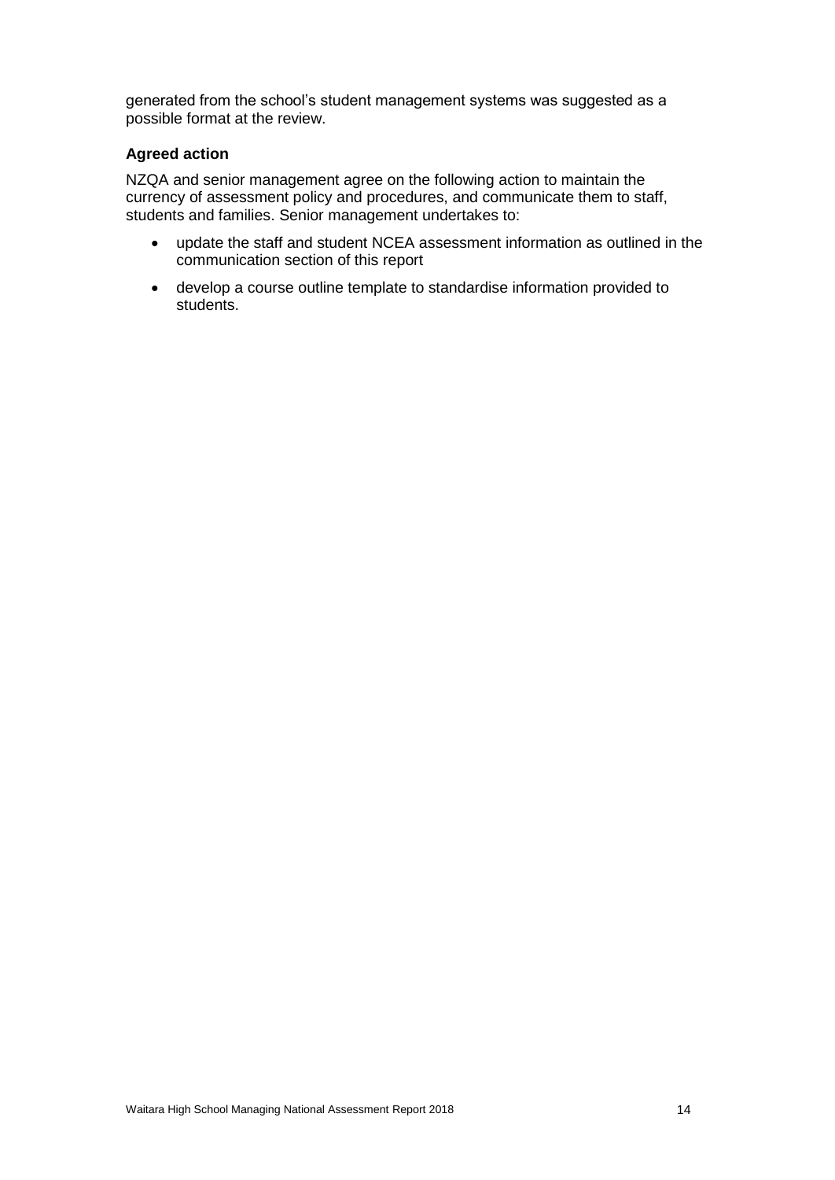generated from the school's student management systems was suggested as a possible format at the review.

### Agreed action

NZQA and senior management agree on the following action to maintain the currency of assessment policy and procedures, and communicate them to staff, students and families. Senior management undertakes to:

- update the staff and student NCEA assessment information as outlined in the communication section of this report
- develop a course outline template to standardise information provided to students.